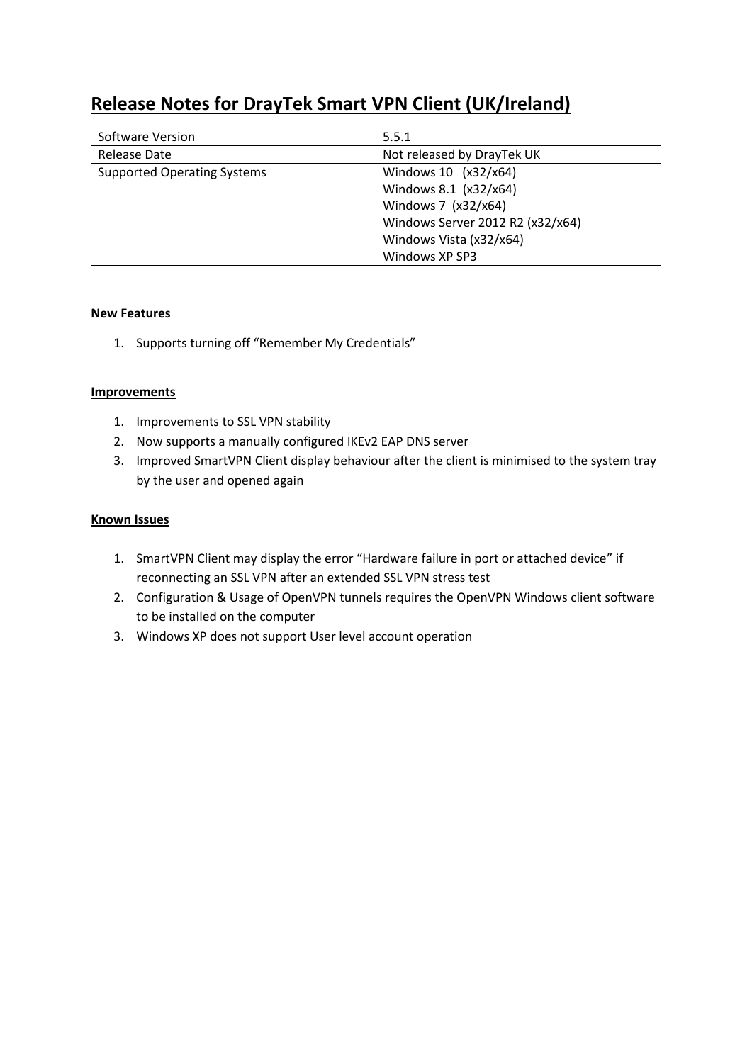# Release Notes for DrayTek Smart VPN Client (UK/Ireland)

| Software Version | 5.5.1 |
| --- | --- |
| Release Date | Not released by DrayTek UK |
| Supported Operating Systems | Windows 10 (x32/x64)<br>Windows 8.1 (x32/x64)<br>Windows 7 (x32/x64)<br>Windows Server 2012 R2 (x32/x64)<br>Windows Vista (x32/x64)<br>Windows XP SP3 |

**New Features**

1. Supports turning off "Remember My Credentials"

**Improvements**

1. Improvements to SSL VPN stability
2. Now supports a manually configured IKEv2 EAP DNS server
3. Improved SmartVPN Client display behaviour after the client is minimised to the system tray by the user and opened again

**Known Issues**

1. SmartVPN Client may display the error "Hardware failure in port or attached device" if reconnecting an SSL VPN after an extended SSL VPN stress test
2. Configuration & Usage of OpenVPN tunnels requires the OpenVPN Windows client software to be installed on the computer
3. Windows XP does not support User level account operation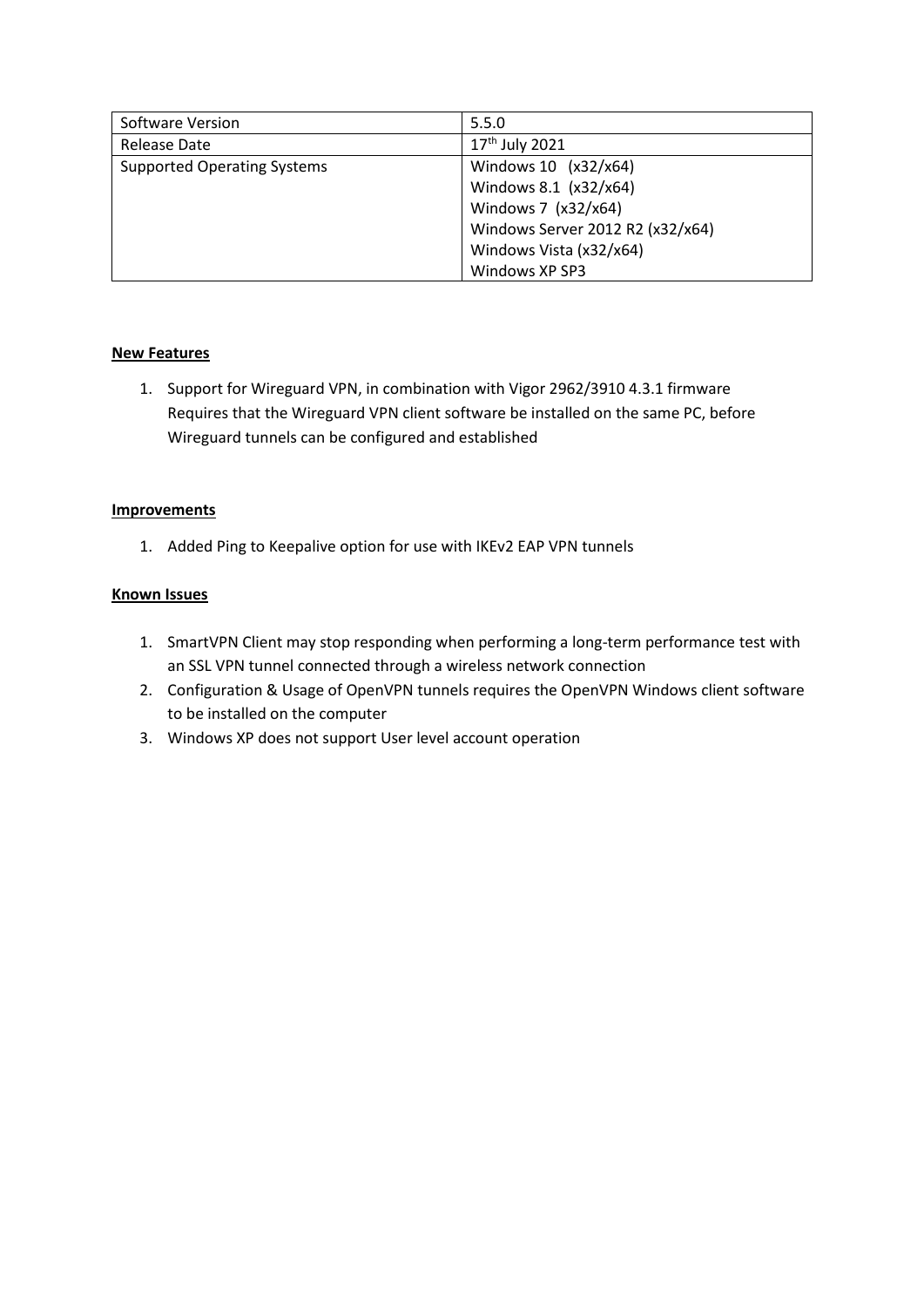| Software Version | 5.5.0 |
| --- | --- |
| Release Date | 17th July 2021 |
| Supported Operating Systems | Windows 10 (x32/x64)<br>Windows 8.1 (x32/x64)<br>Windows 7 (x32/x64)<br>Windows Server 2012 R2 (x32/x64)<br>Windows Vista (x32/x64)<br>Windows XP SP3 |

**New Features**

1. Support for Wireguard VPN, in combination with Vigor 2962/3910 4.3.1 firmware
   Requires that the Wireguard VPN client software be installed on the same PC, before Wireguard tunnels can be configured and established

**Improvements**

1. Added Ping to Keepalive option for use with IKEv2 EAP VPN tunnels

**Known Issues**

1. SmartVPN Client may stop responding when performing a long-term performance test with an SSL VPN tunnel connected through a wireless network connection
2. Configuration & Usage of OpenVPN tunnels requires the OpenVPN Windows client software to be installed on the computer
3. Windows XP does not support User level account operation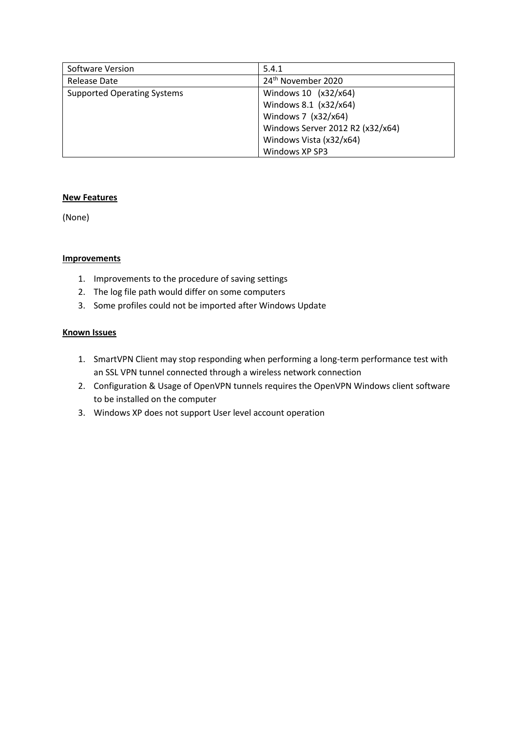| Software Version | 5.4.1 |
| --- | --- |
| Release Date | 24th November 2020 |
| Supported Operating Systems | Windows 10 (x32/x64)<br>Windows 8.1 (x32/x64)<br>Windows 7 (x32/x64)<br>Windows Server 2012 R2 (x32/x64)<br>Windows Vista (x32/x64)<br>Windows XP SP3 |

**New Features**

(None)

**Improvements**

1. Improvements to the procedure of saving settings
2. The log file path would differ on some computers
3. Some profiles could not be imported after Windows Update

**Known Issues**

1. SmartVPN Client may stop responding when performing a long-term performance test with an SSL VPN tunnel connected through a wireless network connection
2. Configuration & Usage of OpenVPN tunnels requires the OpenVPN Windows client software to be installed on the computer
3. Windows XP does not support User level account operation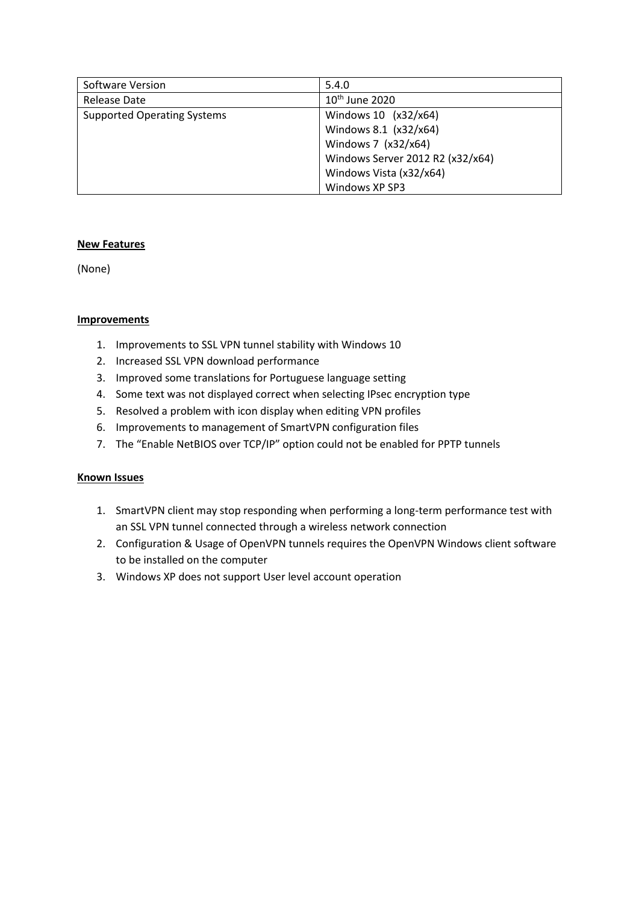| Software Version | 5.4.0 |
| --- | --- |
| Release Date | 10th June 2020 |
| Supported Operating Systems | Windows 10 (x32/x64)<br>Windows 8.1 (x32/x64)<br>Windows 7 (x32/x64)<br>Windows Server 2012 R2 (x32/x64)<br>Windows Vista (x32/x64)<br>Windows XP SP3 |

**New Features**

(None)

**Improvements**

1. Improvements to SSL VPN tunnel stability with Windows 10
2. Increased SSL VPN download performance
3. Improved some translations for Portuguese language setting
4. Some text was not displayed correct when selecting IPsec encryption type
5. Resolved a problem with icon display when editing VPN profiles
6. Improvements to management of SmartVPN configuration files
7. The "Enable NetBIOS over TCP/IP" option could not be enabled for PPTP tunnels

**Known Issues**

1. SmartVPN client may stop responding when performing a long-term performance test with an SSL VPN tunnel connected through a wireless network connection
2. Configuration & Usage of OpenVPN tunnels requires the OpenVPN Windows client software to be installed on the computer
3. Windows XP does not support User level account operation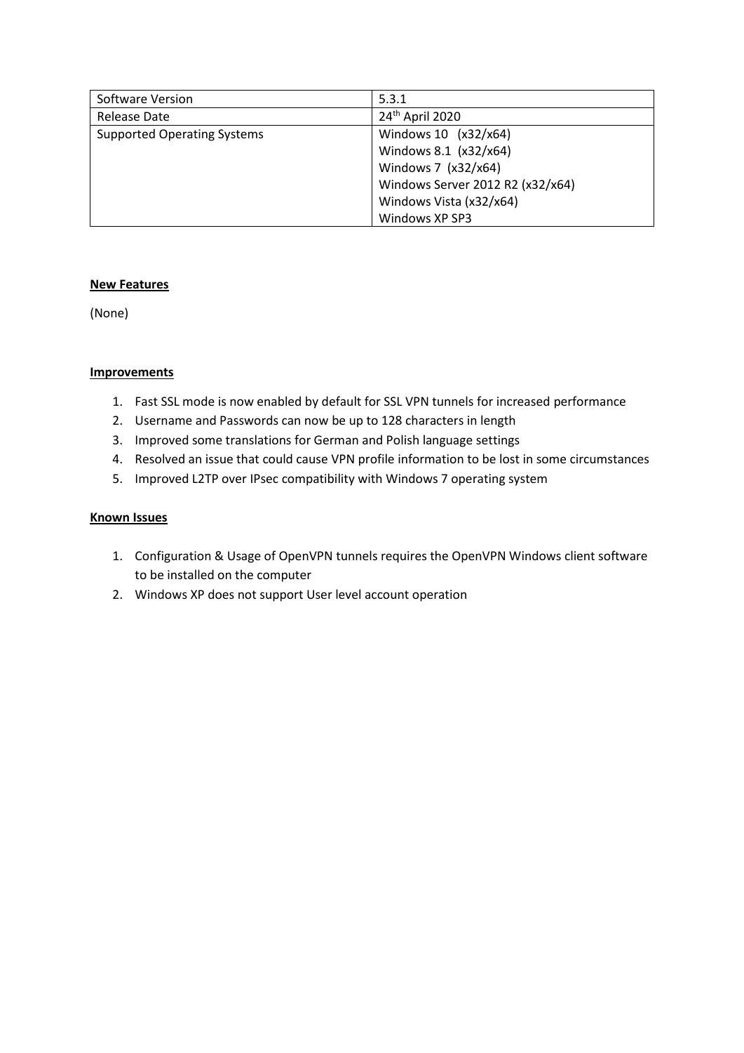| Software Version | 5.3.1 |
| --- | --- |
| Release Date | 24th April 2020 |
| Supported Operating Systems | Windows 10 (x32/x64)<br>Windows 8.1 (x32/x64)<br>Windows 7 (x32/x64)<br>Windows Server 2012 R2 (x32/x64)<br>Windows Vista (x32/x64)<br>Windows XP SP3 |

**New Features**

(None)

**Improvements**

1. Fast SSL mode is now enabled by default for SSL VPN tunnels for increased performance
2. Username and Passwords can now be up to 128 characters in length
3. Improved some translations for German and Polish language settings
4. Resolved an issue that could cause VPN profile information to be lost in some circumstances
5. Improved L2TP over IPsec compatibility with Windows 7 operating system

**Known Issues**

1. Configuration & Usage of OpenVPN tunnels requires the OpenVPN Windows client software to be installed on the computer
2. Windows XP does not support User level account operation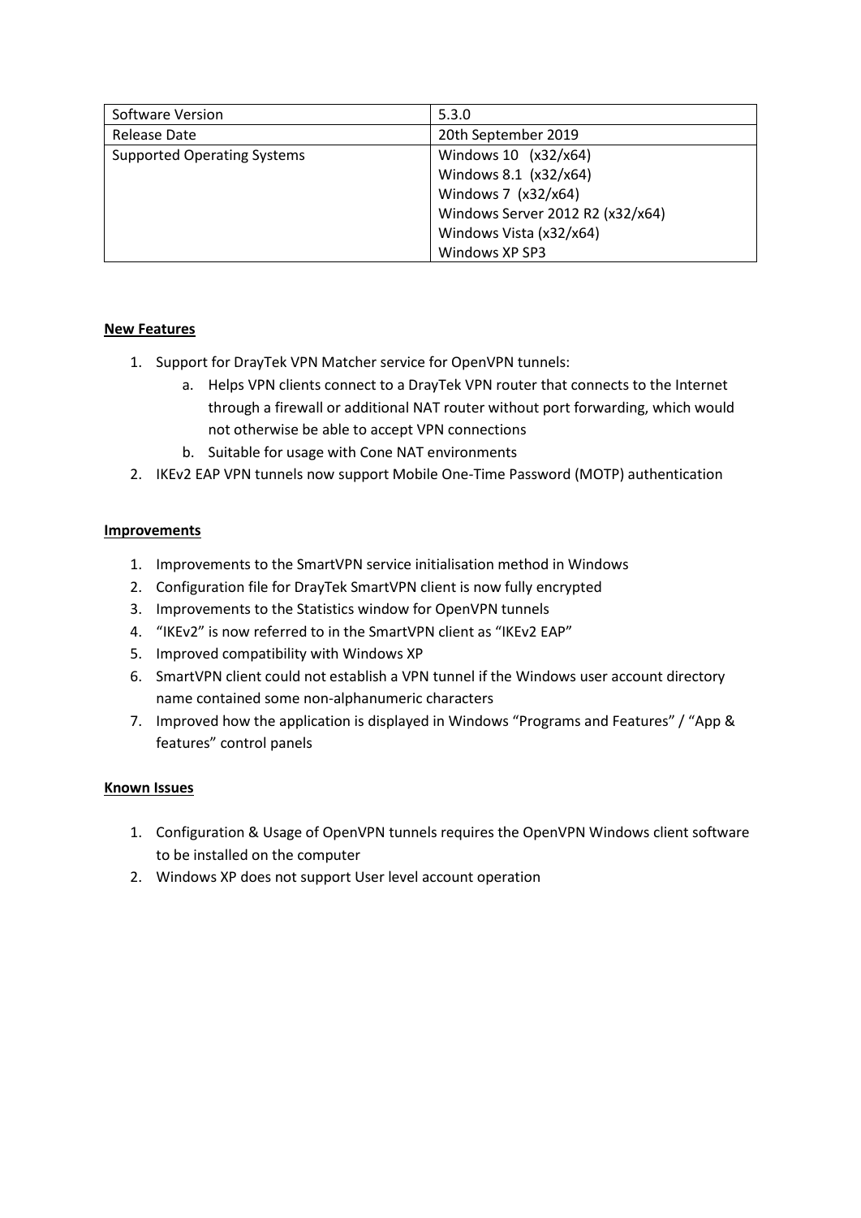| Software Version | 5.3.0 |
| --- | --- |
| Release Date | 20th September 2019 |
| Supported Operating Systems | Windows 10 (x32/x64)<br>Windows 8.1 (x32/x64)<br>Windows 7 (x32/x64)<br>Windows Server 2012 R2 (x32/x64)<br>Windows Vista (x32/x64)<br>Windows XP SP3 |

**New Features**

1. Support for DrayTek VPN Matcher service for OpenVPN tunnels:
   a. Helps VPN clients connect to a DrayTek VPN router that connects to the Internet through a firewall or additional NAT router without port forwarding, which would not otherwise be able to accept VPN connections
   b. Suitable for usage with Cone NAT environments
2. IKEv2 EAP VPN tunnels now support Mobile One-Time Password (MOTP) authentication

**Improvements**

1. Improvements to the SmartVPN service initialisation method in Windows
2. Configuration file for DrayTek SmartVPN client is now fully encrypted
3. Improvements to the Statistics window for OpenVPN tunnels
4. “IKEv2” is now referred to in the SmartVPN client as “IKEv2 EAP”
5. Improved compatibility with Windows XP
6. SmartVPN client could not establish a VPN tunnel if the Windows user account directory name contained some non-alphanumeric characters
7. Improved how the application is displayed in Windows “Programs and Features” / “App & features” control panels

**Known Issues**

1. Configuration & Usage of OpenVPN tunnels requires the OpenVPN Windows client software to be installed on the computer
2. Windows XP does not support User level account operation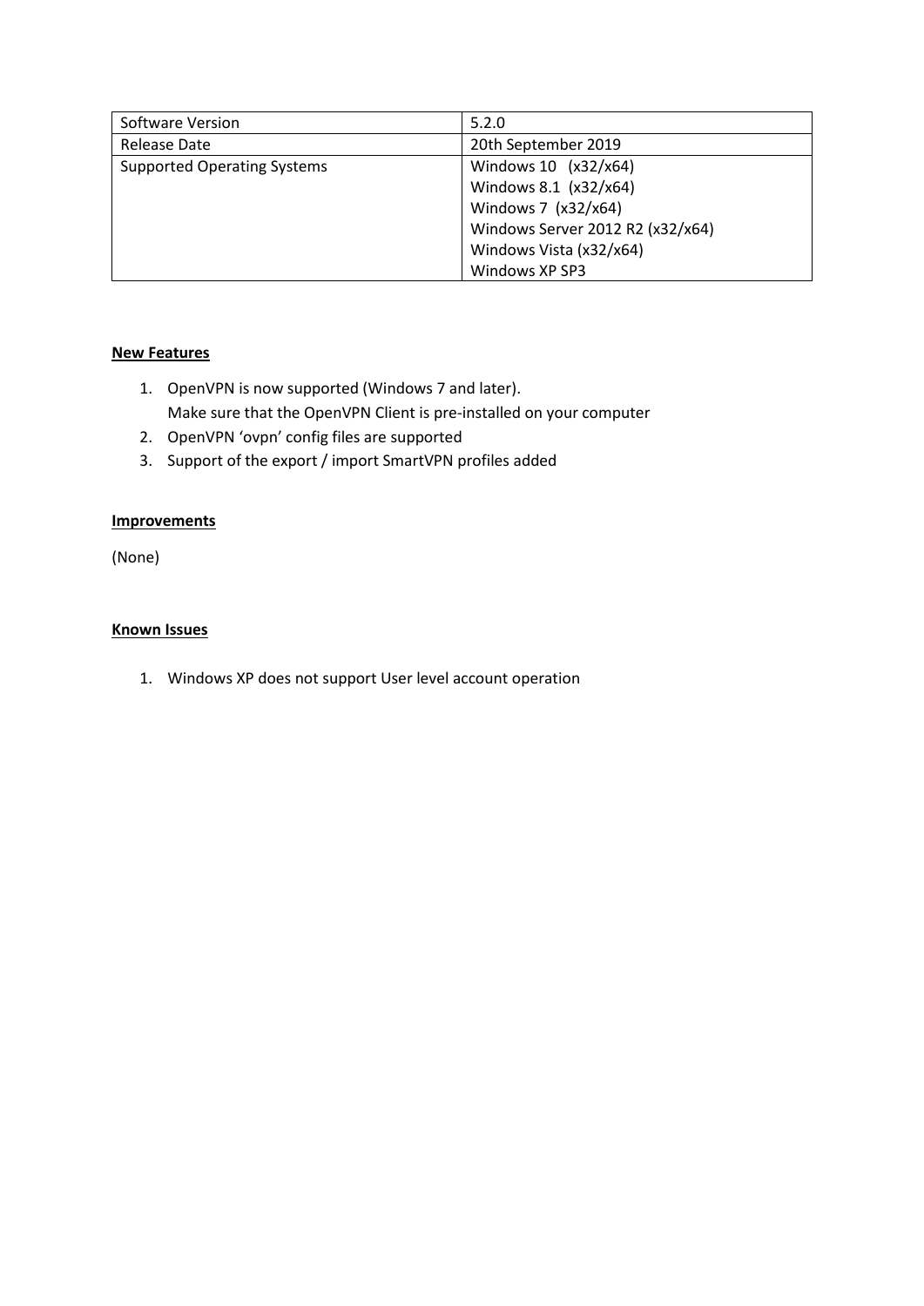| Software Version | 5.2.0 |
| --- | --- |
| Release Date | 20th September 2019 |
| Supported Operating Systems | Windows 10 (x32/x64)<br>Windows 8.1 (x32/x64)<br>Windows 7 (x32/x64)<br>Windows Server 2012 R2 (x32/x64)<br>Windows Vista (x32/x64)<br>Windows XP SP3 |

**New Features**

1. OpenVPN is now supported (Windows 7 and later).
   Make sure that the OpenVPN Client is pre-installed on your computer
2. OpenVPN 'ovpn' config files are supported
3. Support of the export / import SmartVPN profiles added

**Improvements**

(None)

**Known Issues**

1. Windows XP does not support User level account operation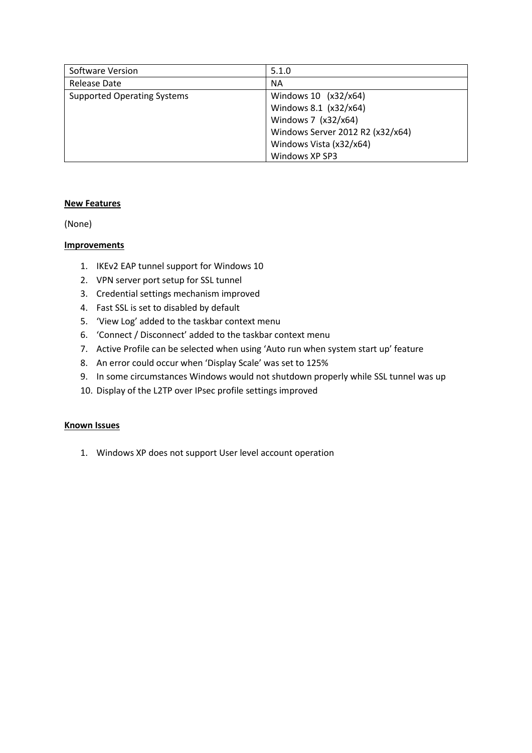| Software Version | 5.1.0 |
|---|---|
| Release Date | NA |
| Supported Operating Systems | Windows 10 (x32/x64)<br>Windows 8.1 (x32/x64)<br>Windows 7 (x32/x64)<br>Windows Server 2012 R2 (x32/x64)<br>Windows Vista (x32/x64)<br>Windows XP SP3 |

**New Features**

(None)

**Improvements**

1. IKEv2 EAP tunnel support for Windows 10
2. VPN server port setup for SSL tunnel
3. Credential settings mechanism improved
4. Fast SSL is set to disabled by default
5. 'View Log' added to the taskbar context menu
6. 'Connect / Disconnect' added to the taskbar context menu
7. Active Profile can be selected when using 'Auto run when system start up' feature
8. An error could occur when 'Display Scale' was set to 125%
9. In some circumstances Windows would not shutdown properly while SSL tunnel was up
10. Display of the L2TP over IPsec profile settings improved

**Known Issues**

1. Windows XP does not support User level account operation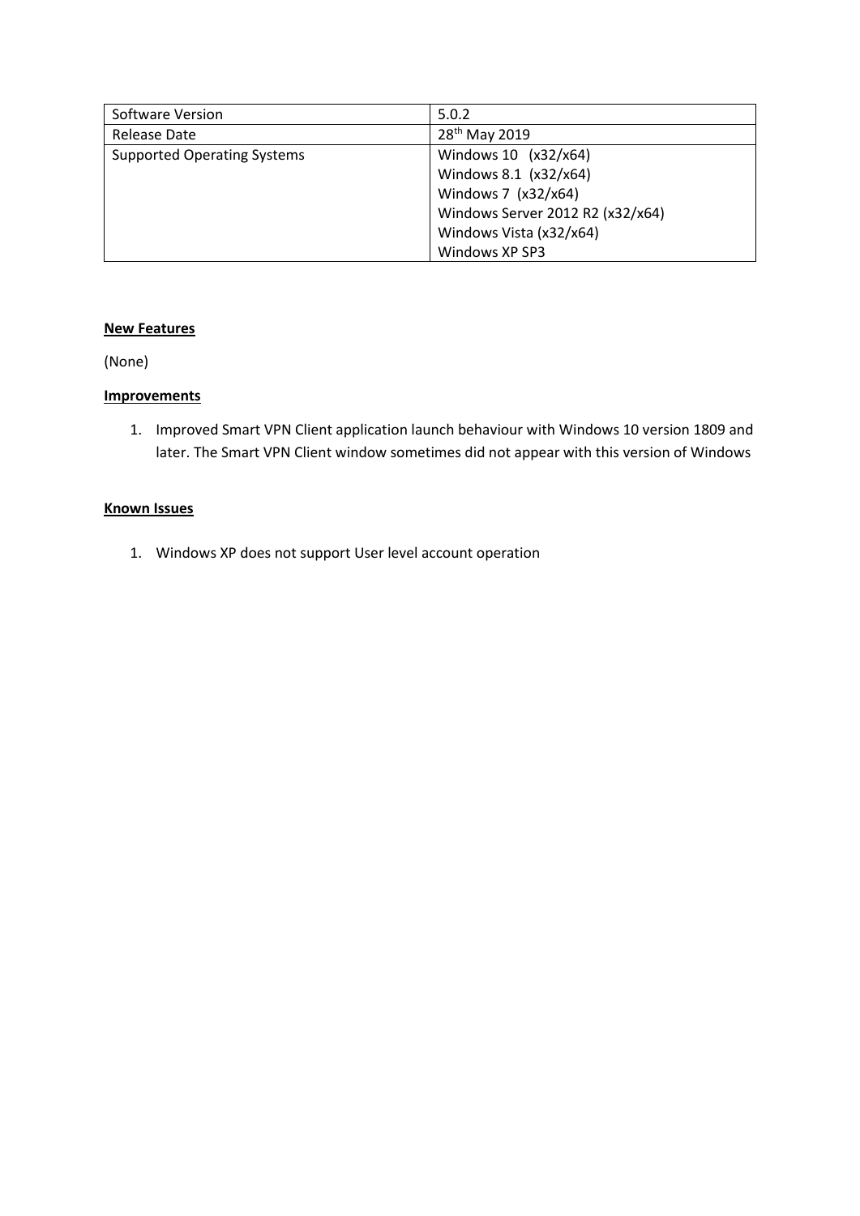| Software Version | 5.0.2 |
|---|---|
| Release Date | 28th May 2019 |
| Supported Operating Systems | Windows 10 (x32/x64)<br>Windows 8.1 (x32/x64)<br>Windows 7 (x32/x64)<br>Windows Server 2012 R2 (x32/x64)<br>Windows Vista (x32/x64)<br>Windows XP SP3 |

**New Features**

(None)

**Improvements**

1. Improved Smart VPN Client application launch behaviour with Windows 10 version 1809 and later. The Smart VPN Client window sometimes did not appear with this version of Windows

**Known Issues**

1. Windows XP does not support User level account operation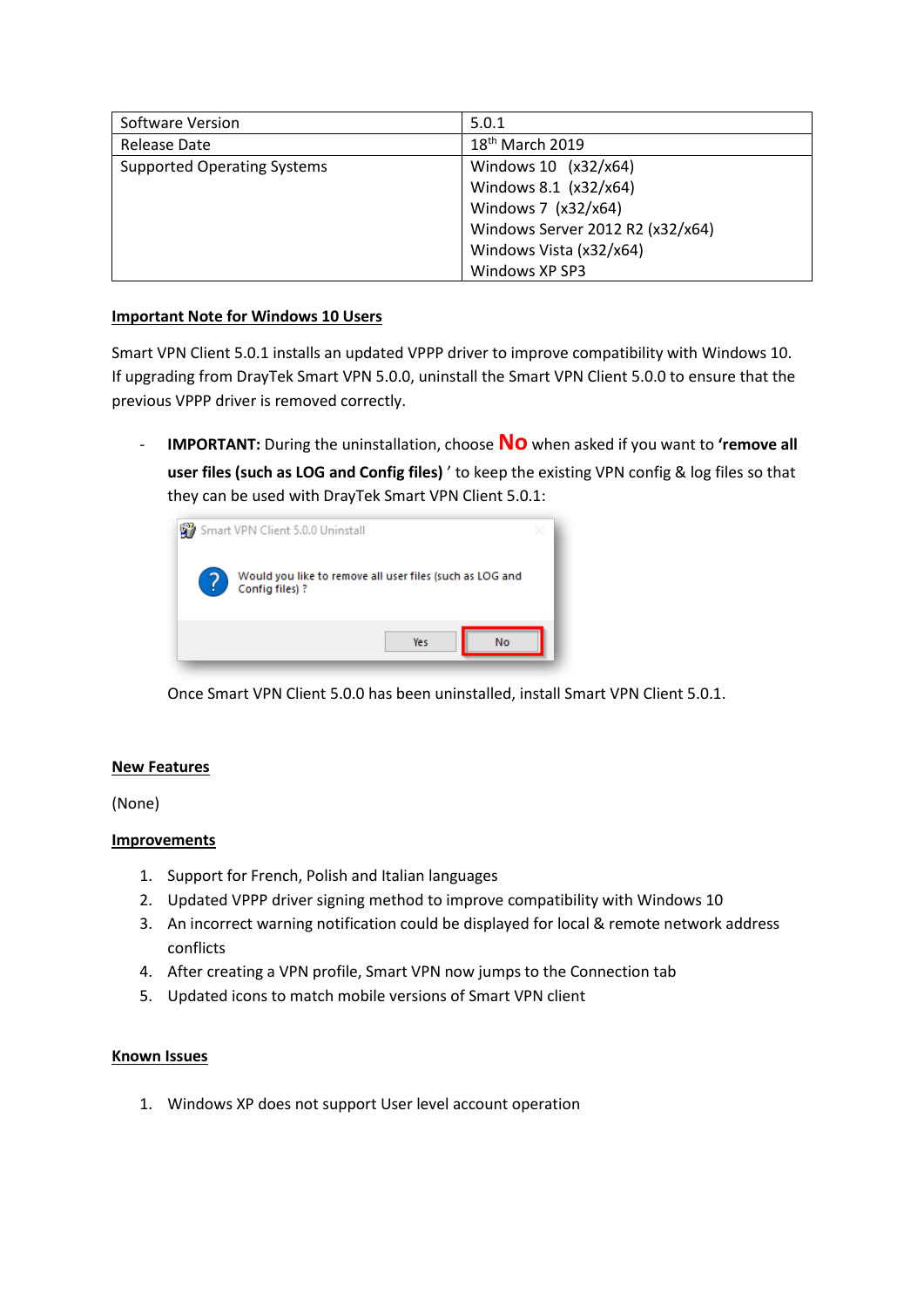| Software Version | 5.0.1 |
| --- | --- |
| Release Date | 18th March 2019 |
| Supported Operating Systems | Windows 10 (x32/x64)<br>Windows 8.1 (x32/x64)<br>Windows 7 (x32/x64)<br>Windows Server 2012 R2 (x32/x64)<br>Windows Vista (x32/x64)<br>Windows XP SP3 |

**Important Note for Windows 10 Users**

Smart VPN Client 5.0.1 installs an updated VPPP driver to improve compatibility with Windows 10. If upgrading from DrayTek Smart VPN 5.0.0, uninstall the Smart VPN Client 5.0.0 to ensure that the previous VPPP driver is removed correctly.

- **IMPORTANT:** During the uninstallation, choose **No** when asked if you want to **'remove all user files (such as LOG and Config files)** ' to keep the existing VPN config & log files so that they can be used with DrayTek Smart VPN Client 5.0.1:

  Smart VPN Client 5.0.0 Uninstall

  Would you like to remove all user files (such as LOG and Config files) ?

  Yes | No

  Once Smart VPN Client 5.0.0 has been uninstalled, install Smart VPN Client 5.0.1.

**New Features**

(None)

**Improvements**

1. Support for French, Polish and Italian languages
2. Updated VPPP driver signing method to improve compatibility with Windows 10
3. An incorrect warning notification could be displayed for local & remote network address conflicts
4. After creating a VPN profile, Smart VPN now jumps to the Connection tab
5. Updated icons to match mobile versions of Smart VPN client

**Known Issues**

1. Windows XP does not support User level account operation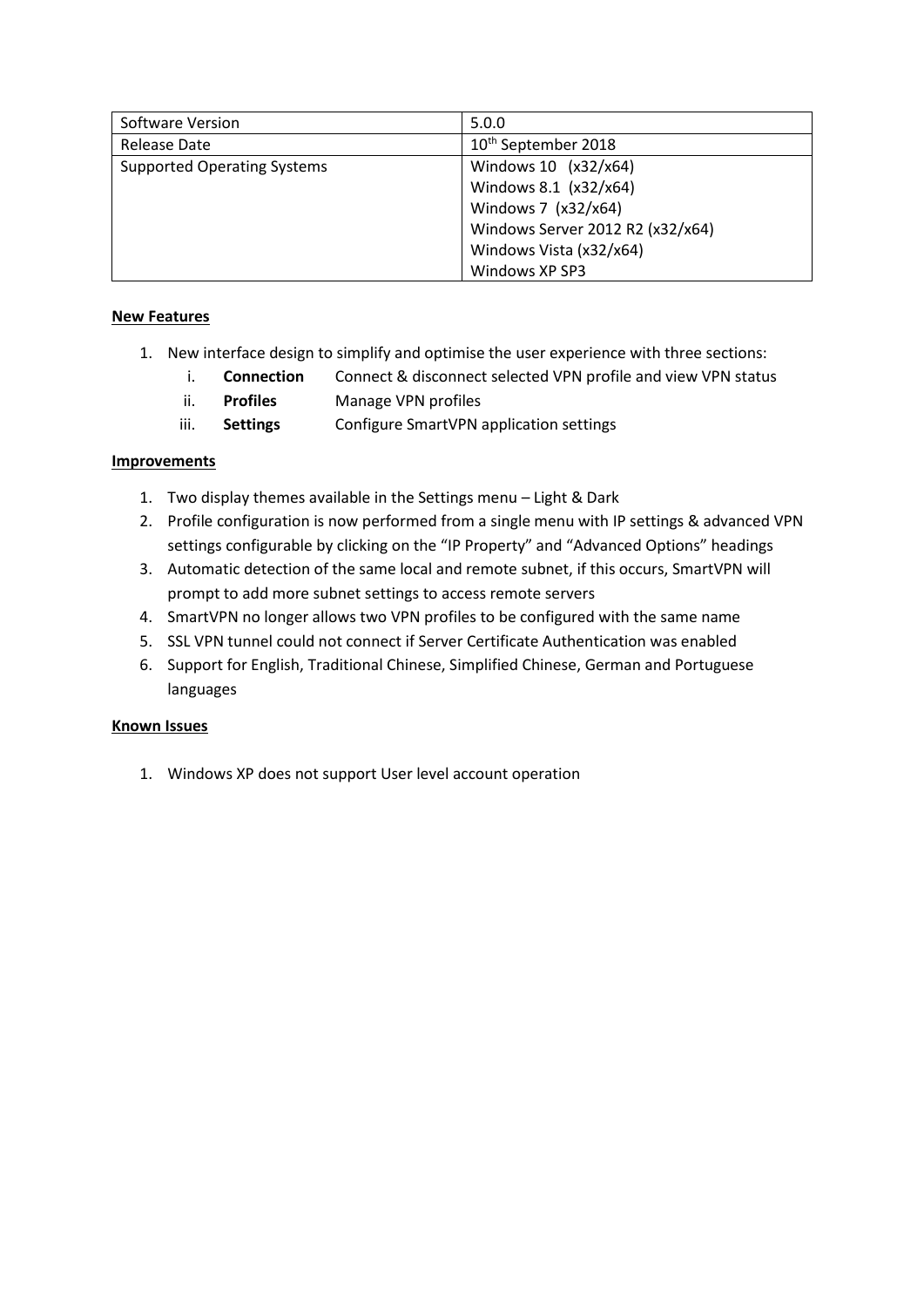| Software Version | 5.0.0 |
| --- | --- |
| Release Date | 10th September 2018 |
| Supported Operating Systems | Windows 10 (x32/x64)<br>Windows 8.1 (x32/x64)<br>Windows 7 (x32/x64)<br>Windows Server 2012 R2 (x32/x64)<br>Windows Vista (x32/x64)<br>Windows XP SP3 |

**New Features**

1. New interface design to simplify and optimise the user experience with three sections:
   i. **Connection** Connect & disconnect selected VPN profile and view VPN status
   ii. **Profiles** Manage VPN profiles
   iii. **Settings** Configure SmartVPN application settings

**Improvements**

1. Two display themes available in the Settings menu – Light & Dark
2. Profile configuration is now performed from a single menu with IP settings & advanced VPN settings configurable by clicking on the "IP Property" and "Advanced Options" headings
3. Automatic detection of the same local and remote subnet, if this occurs, SmartVPN will prompt to add more subnet settings to access remote servers
4. SmartVPN no longer allows two VPN profiles to be configured with the same name
5. SSL VPN tunnel could not connect if Server Certificate Authentication was enabled
6. Support for English, Traditional Chinese, Simplified Chinese, German and Portuguese languages

**Known Issues**

1. Windows XP does not support User level account operation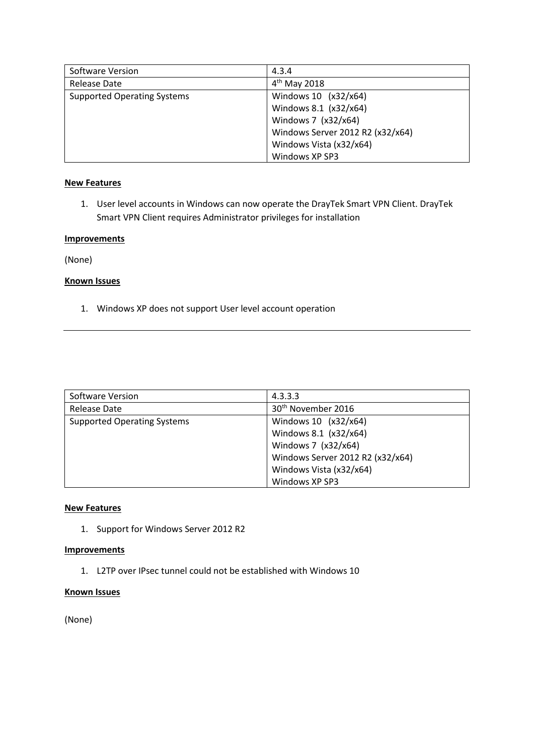| Software Version | 4.3.4 |
| --- | --- |
| Release Date | 4th May 2018 |
| Supported Operating Systems | Windows 10 (x32/x64)<br>Windows 8.1 (x32/x64)<br>Windows 7 (x32/x64)<br>Windows Server 2012 R2 (x32/x64)<br>Windows Vista (x32/x64)<br>Windows XP SP3 |

**New Features**

1. User level accounts in Windows can now operate the DrayTek Smart VPN Client. DrayTek Smart VPN Client requires Administrator privileges for installation

**Improvements**

(None)

**Known Issues**

1. Windows XP does not support User level account operation

---

| Software Version | 4.3.3.3 |
| --- | --- |
| Release Date | 30th November 2016 |
| Supported Operating Systems | Windows 10 (x32/x64)<br>Windows 8.1 (x32/x64)<br>Windows 7 (x32/x64)<br>Windows Server 2012 R2 (x32/x64)<br>Windows Vista (x32/x64)<br>Windows XP SP3 |

**New Features**

1. Support for Windows Server 2012 R2

**Improvements**

1. L2TP over IPsec tunnel could not be established with Windows 10

**Known Issues**

(None)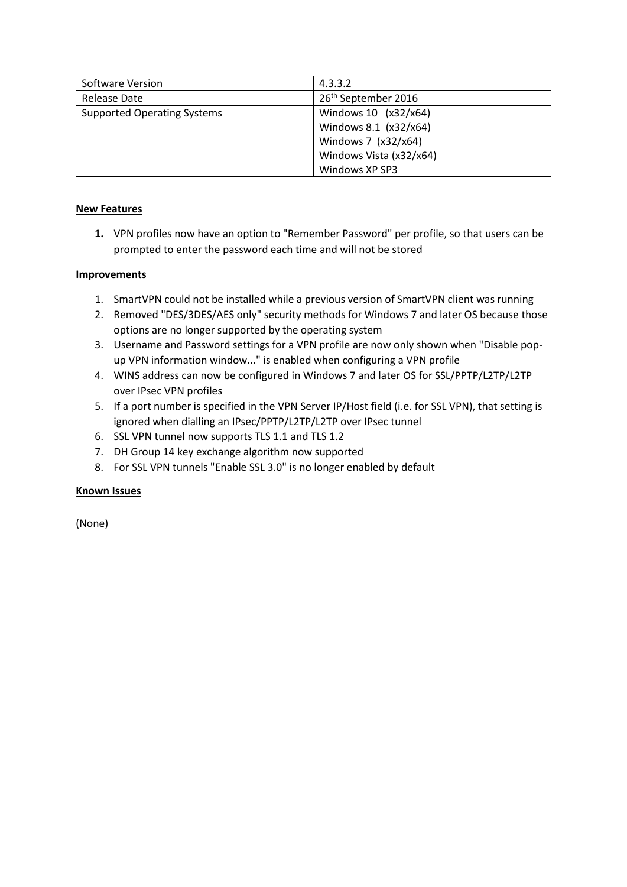| Software Version | 4.3.3.2 |
|---|---|
| Release Date | 26th September 2016 |
| Supported Operating Systems | Windows 10 (x32/x64)<br>Windows 8.1 (x32/x64)<br>Windows 7 (x32/x64)<br>Windows Vista (x32/x64)<br>Windows XP SP3 |

**New Features**

1. VPN profiles now have an option to "Remember Password" per profile, so that users can be prompted to enter the password each time and will not be stored

**Improvements**

1. SmartVPN could not be installed while a previous version of SmartVPN client was running
2. Removed "DES/3DES/AES only" security methods for Windows 7 and later OS because those options are no longer supported by the operating system
3. Username and Password settings for a VPN profile are now only shown when "Disable pop-up VPN information window..." is enabled when configuring a VPN profile
4. WINS address can now be configured in Windows 7 and later OS for SSL/PPTP/L2TP/L2TP over IPsec VPN profiles
5. If a port number is specified in the VPN Server IP/Host field (i.e. for SSL VPN), that setting is ignored when dialling an IPsec/PPTP/L2TP/L2TP over IPsec tunnel
6. SSL VPN tunnel now supports TLS 1.1 and TLS 1.2
7. DH Group 14 key exchange algorithm now supported
8. For SSL VPN tunnels "Enable SSL 3.0" is no longer enabled by default

**Known Issues**

(None)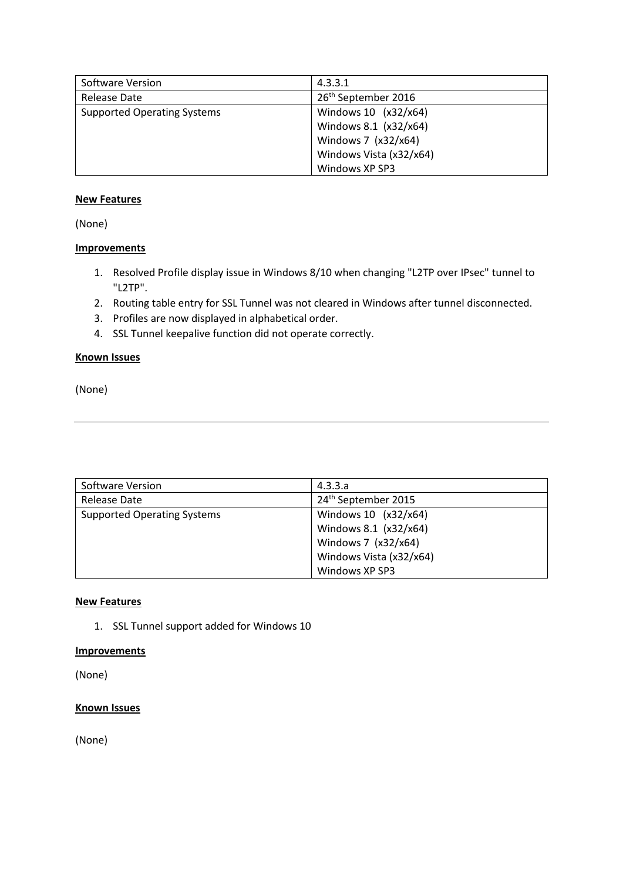| Software Version | 4.3.3.1 |
| --- | --- |
| Release Date | 26th September 2016 |
| Supported Operating Systems | Windows 10 (x32/x64)<br>Windows 8.1 (x32/x64)<br>Windows 7 (x32/x64)<br>Windows Vista (x32/x64)<br>Windows XP SP3 |

**New Features**

(None)

**Improvements**

1. Resolved Profile display issue in Windows 8/10 when changing "L2TP over IPsec" tunnel to "L2TP".
2. Routing table entry for SSL Tunnel was not cleared in Windows after tunnel disconnected.
3. Profiles are now displayed in alphabetical order.
4. SSL Tunnel keepalive function did not operate correctly.

**Known Issues**

(None)

---

| Software Version | 4.3.3.a |
| --- | --- |
| Release Date | 24th September 2015 |
| Supported Operating Systems | Windows 10 (x32/x64)<br>Windows 8.1 (x32/x64)<br>Windows 7 (x32/x64)<br>Windows Vista (x32/x64)<br>Windows XP SP3 |

**New Features**

1. SSL Tunnel support added for Windows 10

**Improvements**

(None)

**Known Issues**

(None)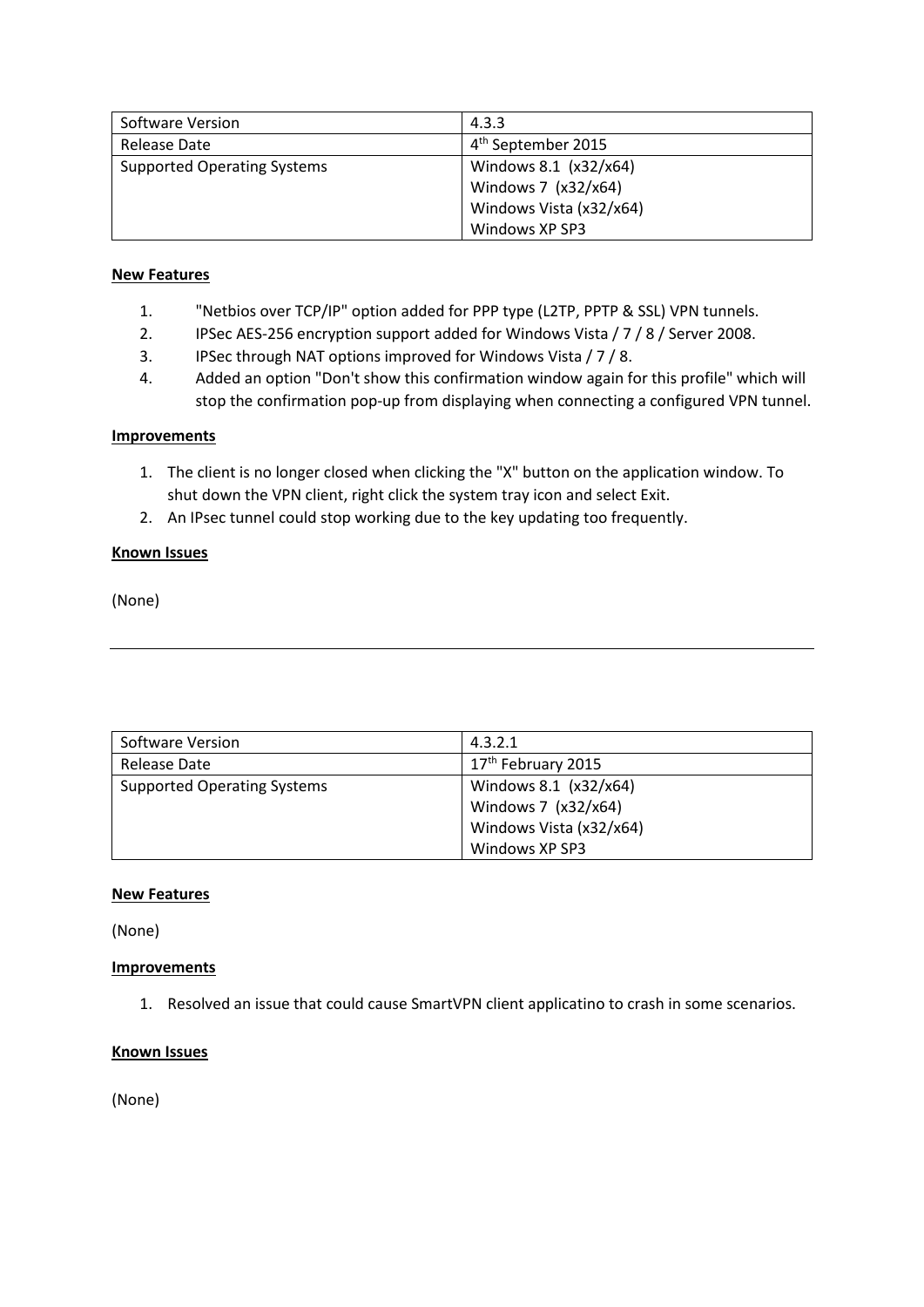| Software Version | 4.3.3 |
|---|---|
| Release Date | 4th September 2015 |
| Supported Operating Systems | Windows 8.1 (x32/x64)<br>Windows 7 (x32/x64)<br>Windows Vista (x32/x64)<br>Windows XP SP3 |

**New Features**

1. "Netbios over TCP/IP" option added for PPP type (L2TP, PPTP & SSL) VPN tunnels.
2. IPSec AES-256 encryption support added for Windows Vista / 7 / 8 / Server 2008.
3. IPSec through NAT options improved for Windows Vista / 7 / 8.
4. Added an option "Don't show this confirmation window again for this profile" which will stop the confirmation pop-up from displaying when connecting a configured VPN tunnel.

**Improvements**

1. The client is no longer closed when clicking the "X" button on the application window. To shut down the VPN client, right click the system tray icon and select Exit.
2. An IPsec tunnel could stop working due to the key updating too frequently.

**Known Issues**

(None)

---

| Software Version | 4.3.2.1 |
|---|---|
| Release Date | 17th February 2015 |
| Supported Operating Systems | Windows 8.1 (x32/x64)<br>Windows 7 (x32/x64)<br>Windows Vista (x32/x64)<br>Windows XP SP3 |

**New Features**

(None)

**Improvements**

1. Resolved an issue that could cause SmartVPN client applicatino to crash in some scenarios.

**Known Issues**

(None)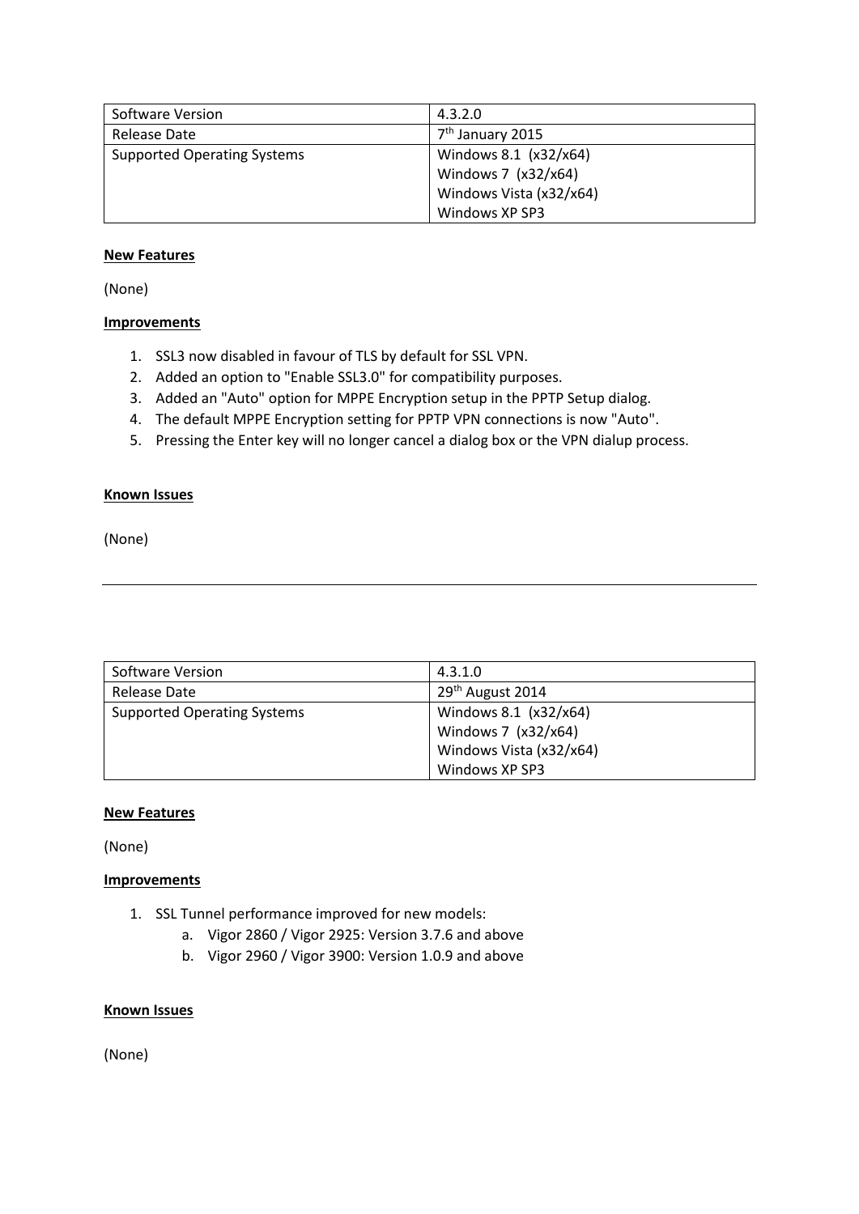| Software Version | 4.3.2.0 |
| --- | --- |
| Release Date | 7th January 2015 |
| Supported Operating Systems | Windows 8.1 (x32/x64)<br>Windows 7 (x32/x64)<br>Windows Vista (x32/x64)<br>Windows XP SP3 |

**New Features**

(None)

**Improvements**

1. SSL3 now disabled in favour of TLS by default for SSL VPN.
2. Added an option to "Enable SSL3.0" for compatibility purposes.
3. Added an "Auto" option for MPPE Encryption setup in the PPTP Setup dialog.
4. The default MPPE Encryption setting for PPTP VPN connections is now "Auto".
5. Pressing the Enter key will no longer cancel a dialog box or the VPN dialup process.

**Known Issues**

(None)

---

| Software Version | 4.3.1.0 |
| --- | --- |
| Release Date | 29th August 2014 |
| Supported Operating Systems | Windows 8.1 (x32/x64)<br>Windows 7 (x32/x64)<br>Windows Vista (x32/x64)<br>Windows XP SP3 |

**New Features**

(None)

**Improvements**

1. SSL Tunnel performance improved for new models:
    a. Vigor 2860 / Vigor 2925: Version 3.7.6 and above
    b. Vigor 2960 / Vigor 3900: Version 1.0.9 and above

**Known Issues**

(None)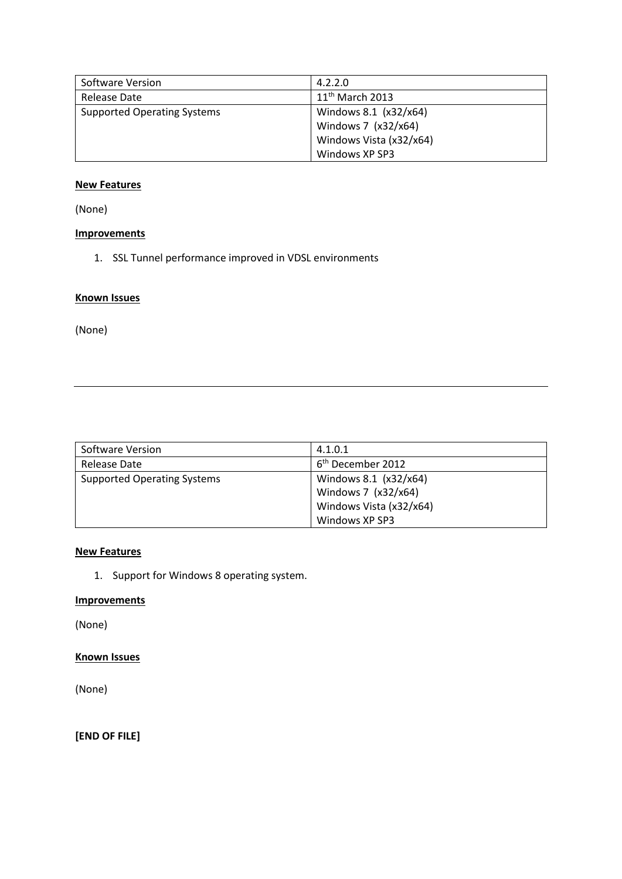| | |
|---|---|
| Software Version | 4.2.2.0 |
| Release Date | 11th March 2013 |
| Supported Operating Systems | Windows 8.1 (x32/x64)<br>Windows 7 (x32/x64)<br>Windows Vista (x32/x64)<br>Windows XP SP3 |

**New Features**

(None)

**Improvements**

1. SSL Tunnel performance improved in VDSL environments

**Known Issues**

(None)

---

| | |
|---|---|
| Software Version | 4.1.0.1 |
| Release Date | 6th December 2012 |
| Supported Operating Systems | Windows 8.1 (x32/x64)<br>Windows 7 (x32/x64)<br>Windows Vista (x32/x64)<br>Windows XP SP3 |

**New Features**

1. Support for Windows 8 operating system.

**Improvements**

(None)

**Known Issues**

(None)

**[END OF FILE]**